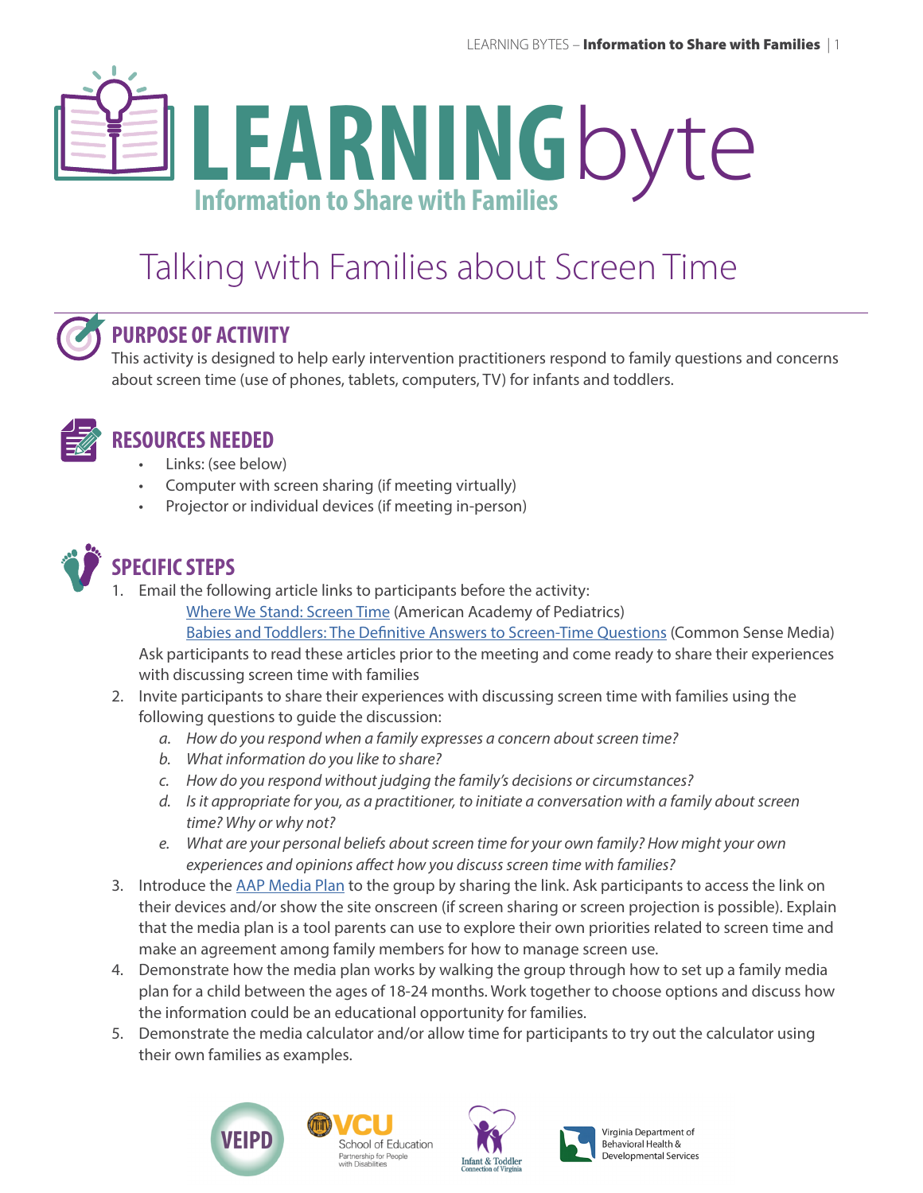# LEARNING byte

**Information to Share with Families**

# Talking with Families about Screen Time

## PURPOSE OF ACTIVITY

This activity is designed to help early intervention practitioners respond to family questions and concerns about screen time (use of phones, tablets, computers, TV) for infants and toddlers.

## RESOURCES NEEDED

- Links: (see below)
- Computer with screen sharing (if meeting virtually)
- Projector or individual devices (if meeting in-person)

## SPECIFIC STEPS

1. Email the following article links to participants before the activity:
   Where We Stand: Screen Time (American Academy of Pediatrics)
   Babies and Toddlers: The Definitive Answers to Screen-Time Questions (Common Sense Media)
   Ask participants to read these articles prior to the meeting and come ready to share their experiences with discussing screen time with families
2. Invite participants to share their experiences with discussing screen time with families using the following questions to guide the discussion:
   a. *How do you respond when a family expresses a concern about screen time?*
   b. *What information do you like to share?*
   c. *How do you respond without judging the family's decisions or circumstances?*
   d. *Is it appropriate for you, as a practitioner, to initiate a conversation with a family about screen time? Why or why not?*
   e. *What are your personal beliefs about screen time for your own family? How might your own experiences and opinions affect how you discuss screen time with families?*
3. Introduce the AAP Media Plan to the group by sharing the link. Ask participants to access the link on their devices and/or show the site onscreen (if screen sharing or screen projection is possible). Explain that the media plan is a tool parents can use to explore their own priorities related to screen time and make an agreement among family members for how to manage screen use.
4. Demonstrate how the media plan works by walking the group through how to set up a family media plan for a child between the ages of 18-24 months. Work together to choose options and discuss how the information could be an educational opportunity for families.
5. Demonstrate the media calculator and/or allow time for participants to try out the calculator using their own families as examples.

VEIPD | VCU School of Education, Partnership for People with Disabilities | Infant & Toddler Connection of Virginia | Virginia Department of Behavioral Health & Developmental Services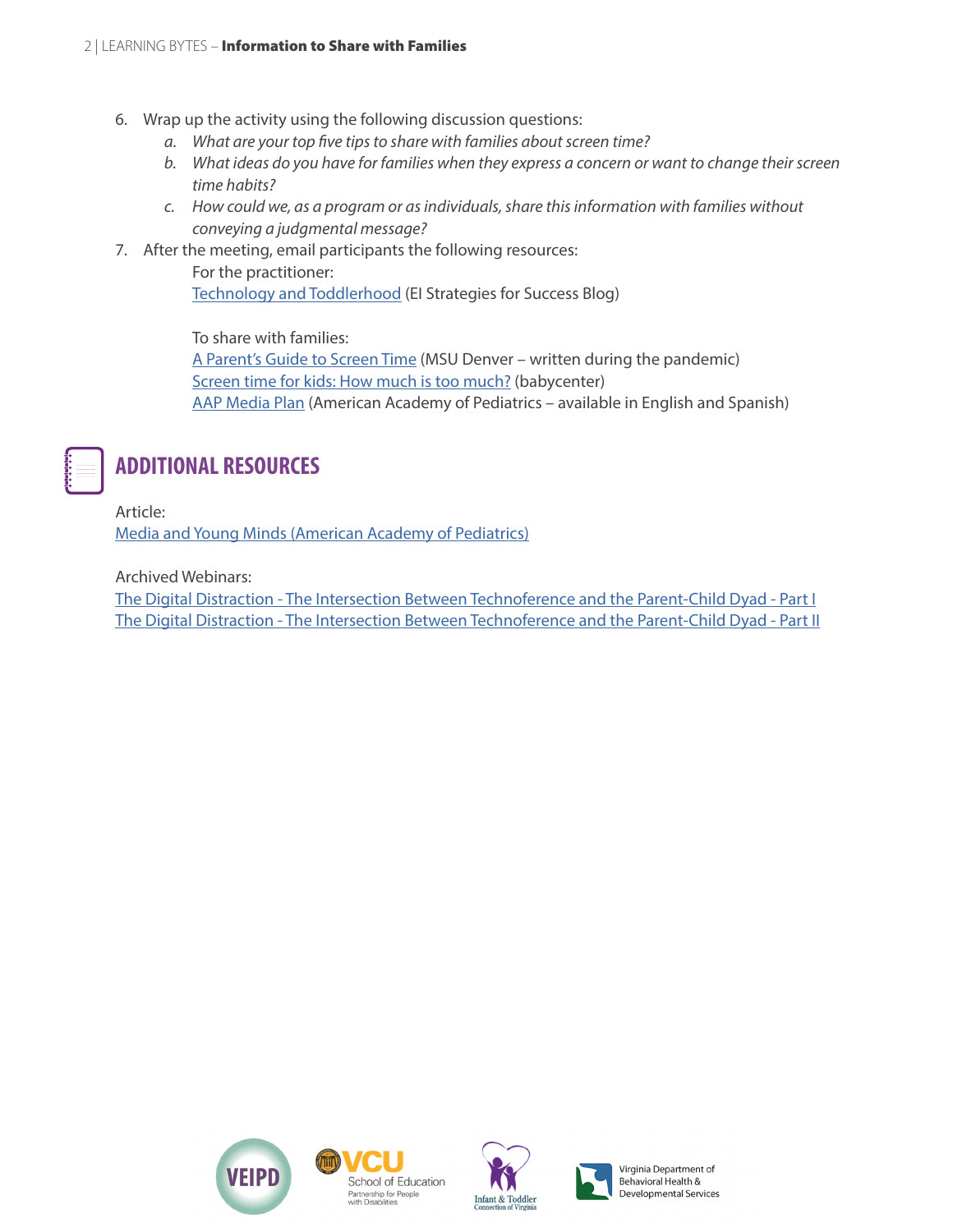6. Wrap up the activity using the following discussion questions:
   a. *What are your top five tips to share with families about screen time?*
   b. *What ideas do you have for families when they express a concern or want to change their screen time habits?*
   c. *How could we, as a program or as individuals, share this information with families without conveying a judgmental message?*
7. After the meeting, email participants the following resources:

   For the practitioner:
   Technology and Toddlerhood (EI Strategies for Success Blog)

   To share with families:
   A Parent's Guide to Screen Time (MSU Denver – written during the pandemic)
   Screen time for kids: How much is too much? (babycenter)
   AAP Media Plan (American Academy of Pediatrics – available in English and Spanish)

## ADDITIONAL RESOURCES

Article:
Media and Young Minds (American Academy of Pediatrics)

Archived Webinars:
The Digital Distraction - The Intersection Between Technoference and the Parent-Child Dyad - Part I
The Digital Distraction - The Intersection Between Technoference and the Parent-Child Dyad - Part II

VEIPD

VCU School of Education
Partnership for People with Disabilities

Infant & Toddler Connection of Virginia

Virginia Department of Behavioral Health & Developmental Services